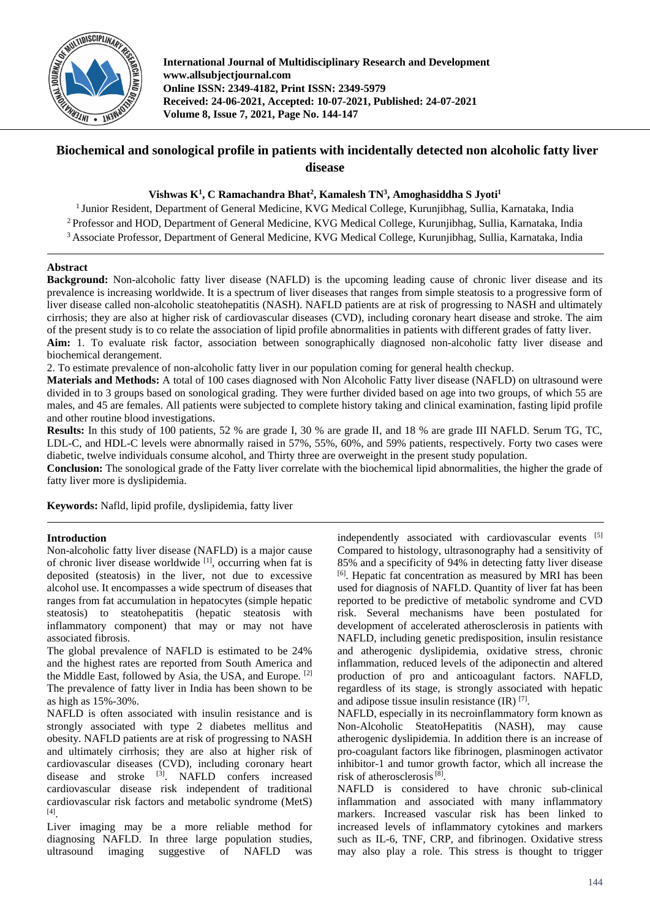# Biochemical and sonological profile in patients with incidentally detected non alcoholic fatty liver disease

**Vishwas K[1], C Ramachandra Bhat[2], Kamalesh TN[3], Amoghasiddha S Jyoti[1]**

[1] Junior Resident, Department of General Medicine, KVG Medical College, Kurunjibhag, Sullia, Karnataka, India
[2] Professor and HOD, Department of General Medicine, KVG Medical College, Kurunjibhag, Sullia, Karnataka, India
[3] Associate Professor, Department of General Medicine, KVG Medical College, Kurunjibhag, Sullia, Karnataka, India

## Abstract

**Background:** Non-alcoholic fatty liver disease (NAFLD) is the upcoming leading cause of chronic liver disease and its prevalence is increasing worldwide. It is a spectrum of liver diseases that ranges from simple steatosis to a progressive form of liver disease called non-alcoholic steatohepatitis (NASH). NAFLD patients are at risk of progressing to NASH and ultimately cirrhosis; they are also at higher risk of cardiovascular diseases (CVD), including coronary heart disease and stroke. The aim of the present study is to co relate the association of lipid profile abnormalities in patients with different grades of fatty liver.

**Aim:** 1. To evaluate risk factor, association between sonographically diagnosed non-alcoholic fatty liver disease and biochemical derangement.

2. To estimate prevalence of non-alcoholic fatty liver in our population coming for general health checkup.

**Materials and Methods:** A total of 100 cases diagnosed with Non Alcoholic Fatty Liver disease (NAFLD) on ultrasound were divided in to 3 groups based on sonological grading. They were further divided based on age into two groups, of which 55 are males, and 45 are females. All patients were subjected to complete history taking and clinical examination, fasting lipid profile and other routine blood investigations.

**Results:** In this study of 100 patients, 52 % are grade I, 30 % are grade II, and 18 % are grade III NAFLD. Serum TG, TC, LDL-C, and HDL-C levels were abnormally raised in 57%, 55%, 60%, and 59% patients, respectively. Forty two cases were diabetic, twelve individuals consume alcohol, and Thirty three are overweight in the present study population.

**Conclusion:** The sonological grade of the Fatty liver correlate with the biochemical lipid abnormalities, the higher the grade of fatty liver more is dyslipidemia.

**Keywords:** Nafld, lipid profile, dyslipidemia, fatty liver

## Introduction

Non-alcoholic fatty liver disease (NAFLD) is a major cause of chronic liver disease worldwide [1], occurring when fat is deposited (steatosis) in the liver, not due to excessive alcohol use. It encompasses a wide spectrum of diseases that ranges from fat accumulation in hepatocytes (simple hepatic steatosis) to steatohepatitis (hepatic steatosis with inflammatory component) that may or may not have associated fibrosis.

The global prevalence of NAFLD is estimated to be 24% and the highest rates are reported from South America and the Middle East, followed by Asia, the USA, and Europe. [2] The prevalence of fatty liver in India has been shown to be as high as 15%-30%.

NAFLD is often associated with insulin resistance and is strongly associated with type 2 diabetes mellitus and obesity. NAFLD patients are at risk of progressing to NASH and ultimately cirrhosis; they are also at higher risk of cardiovascular diseases (CVD), including coronary heart disease and stroke [3]. NAFLD confers increased cardiovascular disease risk independent of traditional cardiovascular risk factors and metabolic syndrome (MetS) [4].

Liver imaging may be a more reliable method for diagnosing NAFLD. In three large population studies, ultrasound imaging suggestive of NAFLD was independently associated with cardiovascular events [5] Compared to histology, ultrasonography had a sensitivity of 85% and a specificity of 94% in detecting fatty liver disease [6]. Hepatic fat concentration as measured by MRI has been used for diagnosis of NAFLD. Quantity of liver fat has been reported to be predictive of metabolic syndrome and CVD risk. Several mechanisms have been postulated for development of accelerated atherosclerosis in patients with NAFLD, including genetic predisposition, insulin resistance and atherogenic dyslipidemia, oxidative stress, chronic inflammation, reduced levels of the adiponectin and altered production of pro and anticoagulant factors. NAFLD, regardless of its stage, is strongly associated with hepatic and adipose tissue insulin resistance (IR) [7].

NAFLD, especially in its necroinflammatory form known as Non-Alcoholic SteatoHepatitis (NASH), may cause atherogenic dyslipidemia. In addition there is an increase of pro-coagulant factors like fibrinogen, plasminogen activator inhibitor-1 and tumor growth factor, which all increase the risk of atherosclerosis [8].

NAFLD is considered to have chronic sub-clinical inflammation and associated with many inflammatory markers. Increased vascular risk has been linked to increased levels of inflammatory cytokines and markers such as IL-6, TNF, CRP, and fibrinogen. Oxidative stress may also play a role. This stress is thought to trigger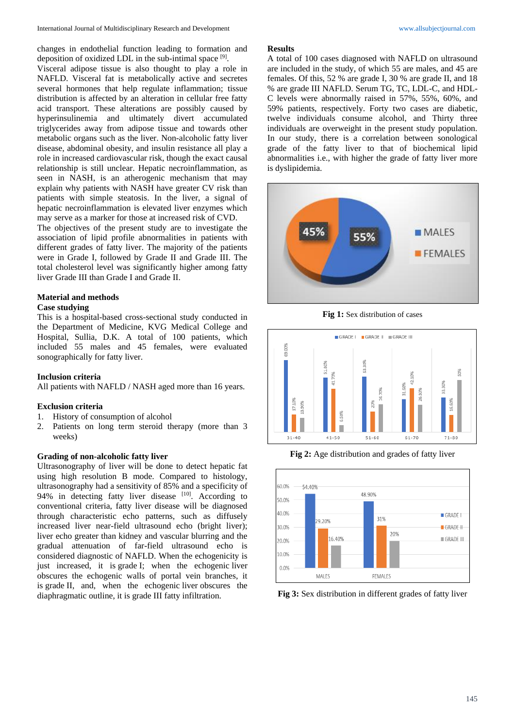changes in endothelial function leading to formation and deposition of oxidized LDL in the sub-intimal space [9].

Visceral adipose tissue is also thought to play a role in NAFLD. Visceral fat is metabolically active and secretes several hormones that help regulate inflammation; tissue distribution is affected by an alteration in cellular free fatty acid transport. These alterations are possibly caused by hyperinsulinemia and ultimately divert accumulated triglycerides away from adipose tissue and towards other metabolic organs such as the liver. Non-alcoholic fatty liver disease, abdominal obesity, and insulin resistance all play a role in increased cardiovascular risk, though the exact causal relationship is still unclear. Hepatic necroinflammation, as seen in NASH, is an atherogenic mechanism that may explain why patients with NASH have greater CV risk than patients with simple steatosis. In the liver, a signal of hepatic necroinflammation is elevated liver enzymes which may serve as a marker for those at increased risk of CVD.

The objectives of the present study are to investigate the association of lipid profile abnormalities in patients with different grades of fatty liver. The majority of the patients were in Grade I, followed by Grade II and Grade III. The total cholesterol level was significantly higher among fatty liver Grade III than Grade I and Grade II.

## Material and methods

### Case studying

This is a hospital-based cross-sectional study conducted in the Department of Medicine, KVG Medical College and Hospital, Sullia, D.K. A total of 100 patients, which included 55 males and 45 females, were evaluated sonographically for fatty liver.

### Inclusion criteria

All patients with NAFLD / NASH aged more than 16 years.

### Exclusion criteria

1. History of consumption of alcohol
2. Patients on long term steroid therapy (more than 3 weeks)

### Grading of non-alcoholic fatty liver

Ultrasonography of liver will be done to detect hepatic fat using high resolution B mode. Compared to histology, ultrasonography had a sensitivity of 85% and a specificity of 94% in detecting fatty liver disease [10]. According to conventional criteria, fatty liver disease will be diagnosed through characteristic echo patterns, such as diffusely increased liver near-field ultrasound echo (bright liver); liver echo greater than kidney and vascular blurring and the gradual attenuation of far-field ultrasound echo is considered diagnostic of NAFLD. When the echogenicity is just increased, it is grade I; when the echogenic liver obscures the echogenic walls of portal vein branches, it is grade II, and, when the echogenic liver obscures the diaphragmatic outline, it is grade III fatty infiltration.

## Results

A total of 100 cases diagnosed with NAFLD on ultrasound are included in the study, of which 55 are males, and 45 are females. Of this, 52 % are grade I, 30 % are grade II, and 18 % are grade III NAFLD. Serum TG, TC, LDL-C, and HDL-C levels were abnormally raised in 57%, 55%, 60%, and 59% patients, respectively. Forty two cases are diabetic, twelve individuals consume alcohol, and Thirty three individuals are overweight in the present study population. In our study, there is a correlation between sonological grade of the fatty liver to that of biochemical lipid abnormalities i.e., with higher the grade of fatty liver more is dyslipidemia.

**Fig 1:** Sex distribution of cases

**Fig 2:** Age distribution and grades of fatty liver

**Fig 3:** Sex distribution in different grades of fatty liver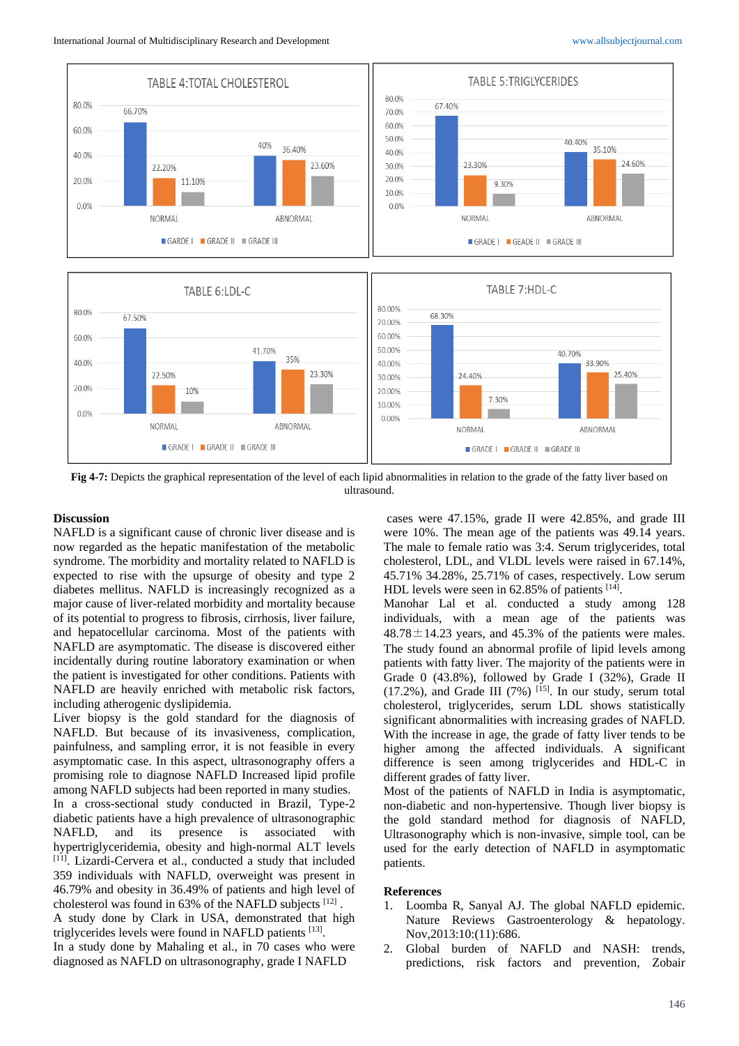| TABLE 4:TOTAL CHOLESTEROL | GARDE I | GRADE II | GRADE III |
|---|---|---|---|
| NORMAL | 66.70% | 22.20% | 11.10% |
| ABNORMAL | 40% | 36.40% | 23.60% |

| TABLE 5:TRIGLYCERIDES | GRADE I | GEADE II | GRADE III |
|---|---|---|---|
| NORMAL | 67.40% | 23.30% | 9.30% |
| ABNORMAL | 40.40% | 35.10% | 24.60% |

| TABLE 6:LDL-C | GRADE I | GRADE II | GRADE III |
|---|---|---|---|
| NORMAL | 67.50% | 22.50% | 10% |
| ABNORMAL | 41.70% | 35% | 23.30% |

| TABLE 7:HDL-C | GRADE I | GRADE II | GRADE III |
|---|---|---|---|
| NORMAL | 68.30% | 24.40% | 7.30% |
| ABNORMAL | 40.70% | 33.90% | 25.40% |

**Fig 4-7:** Depicts the graphical representation of the level of each lipid abnormalities in relation to the grade of the fatty liver based on ultrasound.

## Discussion

NAFLD is a significant cause of chronic liver disease and is now regarded as the hepatic manifestation of the metabolic syndrome. The morbidity and mortality related to NAFLD is expected to rise with the upsurge of obesity and type 2 diabetes mellitus. NAFLD is increasingly recognized as a major cause of liver-related morbidity and mortality because of its potential to progress to fibrosis, cirrhosis, liver failure, and hepatocellular carcinoma. Most of the patients with NAFLD are asymptomatic. The disease is discovered either incidentally during routine laboratory examination or when the patient is investigated for other conditions. Patients with NAFLD are heavily enriched with metabolic risk factors, including atherogenic dyslipidemia.

Liver biopsy is the gold standard for the diagnosis of NAFLD. But because of its invasiveness, complication, painfulness, and sampling error, it is not feasible in every asymptomatic case. In this aspect, ultrasonography offers a promising role to diagnose NAFLD Increased lipid profile among NAFLD subjects had been reported in many studies.

In a cross-sectional study conducted in Brazil, Type-2 diabetic patients have a high prevalence of ultrasonographic NAFLD, and its presence is associated with hypertriglyceridemia, obesity and high-normal ALT levels [11]. Lizardi-Cervera et al., conducted a study that included 359 individuals with NAFLD, overweight was present in 46.79% and obesity in 36.49% of patients and high level of cholesterol was found in 63% of the NAFLD subjects [12].

A study done by Clark in USA, demonstrated that high triglycerides levels were found in NAFLD patients [13].

In a study done by Mahaling et al., in 70 cases who were diagnosed as NAFLD on ultrasonography, grade I NAFLD cases were 47.15%, grade II were 42.85%, and grade III were 10%. The mean age of the patients was 49.14 years. The male to female ratio was 3:4. Serum triglycerides, total cholesterol, LDL, and VLDL levels were raised in 67.14%, 45.71% 34.28%, 25.71% of cases, respectively. Low serum HDL levels were seen in 62.85% of patients [14].

Manohar Lal et al. conducted a study among 128 individuals, with a mean age of the patients was 48.78±14.23 years, and 45.3% of the patients were males. The study found an abnormal profile of lipid levels among patients with fatty liver. The majority of the patients were in Grade 0 (43.8%), followed by Grade I (32%), Grade II (17.2%), and Grade III (7%) [15]. In our study, serum total cholesterol, triglycerides, serum LDL shows statistically significant abnormalities with increasing grades of NAFLD. With the increase in age, the grade of fatty liver tends to be higher among the affected individuals. A significant difference is seen among triglycerides and HDL-C in different grades of fatty liver.

Most of the patients of NAFLD in India is asymptomatic, non-diabetic and non-hypertensive. Though liver biopsy is the gold standard method for diagnosis of NAFLD, Ultrasonography which is non-invasive, simple tool, can be used for the early detection of NAFLD in asymptomatic patients.

## References

1. Loomba R, Sanyal AJ. The global NAFLD epidemic. Nature Reviews Gastroenterology & hepatology. Nov,2013:10:(11):686.
2. Global burden of NAFLD and NASH: trends, predictions, risk factors and prevention, Zobair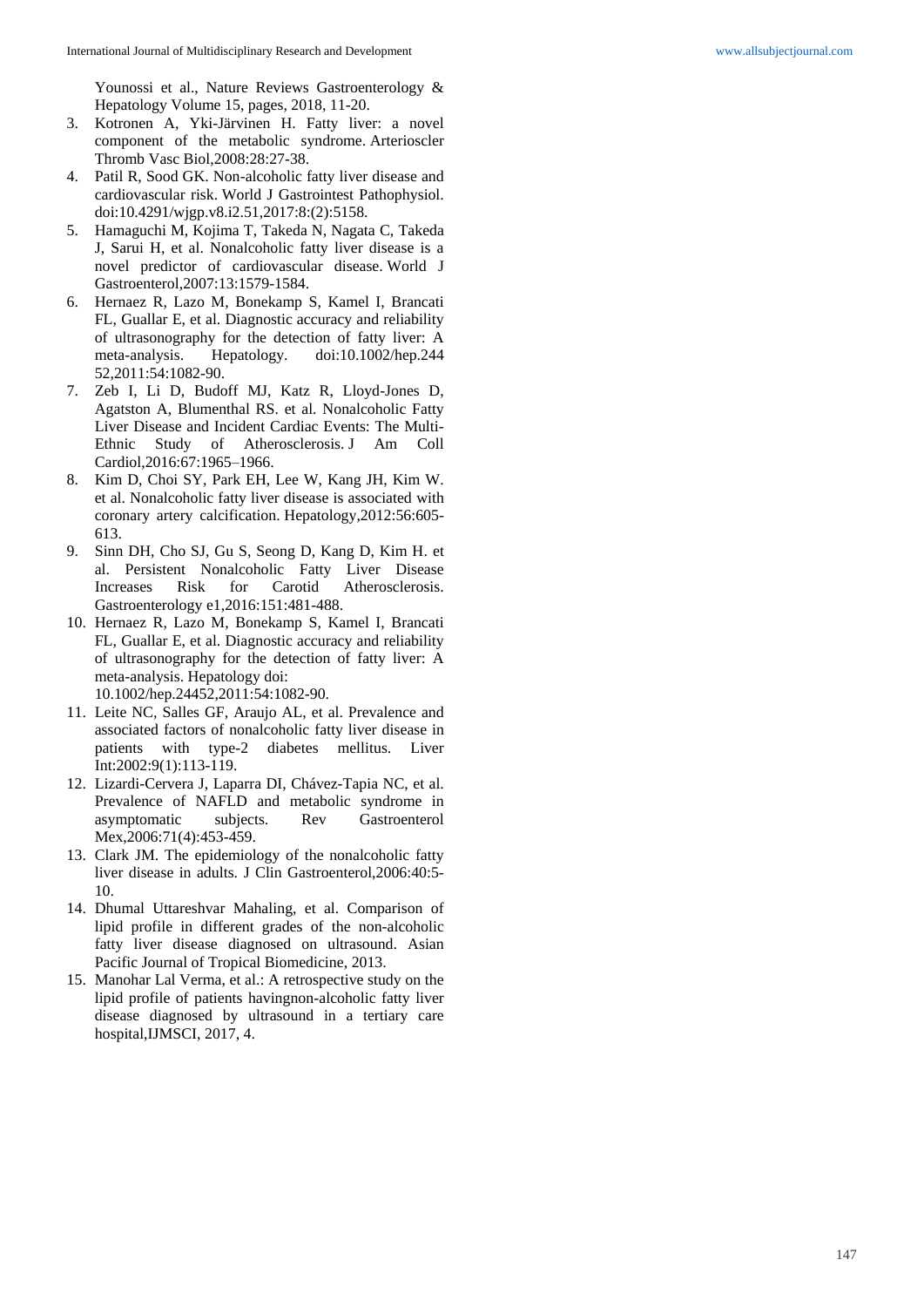Younossi et al., Nature Reviews Gastroenterology & Hepatology Volume 15, pages, 2018, 11-20.

3. Kotronen A, Yki-Järvinen H. Fatty liver: a novel component of the metabolic syndrome. Arterioscler Thromb Vasc Biol,2008:28:27-38.
4. Patil R, Sood GK. Non-alcoholic fatty liver disease and cardiovascular risk. World J Gastrointest Pathophysiol. doi:10.4291/wjgp.v8.i2.51,2017:8:(2):5158.
5. Hamaguchi M, Kojima T, Takeda N, Nagata C, Takeda J, Sarui H, et al. Nonalcoholic fatty liver disease is a novel predictor of cardiovascular disease. World J Gastroenterol,2007:13:1579-1584.
6. Hernaez R, Lazo M, Bonekamp S, Kamel I, Brancati FL, Guallar E, et al. Diagnostic accuracy and reliability of ultrasonography for the detection of fatty liver: A meta-analysis. Hepatology. doi:10.1002/hep.24452,2011:54:1082-90.
7. Zeb I, Li D, Budoff MJ, Katz R, Lloyd-Jones D, Agatston A, Blumenthal RS. et al. Nonalcoholic Fatty Liver Disease and Incident Cardiac Events: The Multi-Ethnic Study of Atherosclerosis. J Am Coll Cardiol,2016:67:1965–1966.
8. Kim D, Choi SY, Park EH, Lee W, Kang JH, Kim W. et al. Nonalcoholic fatty liver disease is associated with coronary artery calcification. Hepatology,2012:56:605-613.
9. Sinn DH, Cho SJ, Gu S, Seong D, Kang D, Kim H. et al. Persistent Nonalcoholic Fatty Liver Disease Increases Risk for Carotid Atherosclerosis. Gastroenterology e1,2016:151:481-488.
10. Hernaez R, Lazo M, Bonekamp S, Kamel I, Brancati FL, Guallar E, et al. Diagnostic accuracy and reliability of ultrasonography for the detection of fatty liver: A meta-analysis. Hepatology doi: 10.1002/hep.24452,2011:54:1082-90.
11. Leite NC, Salles GF, Araujo AL, et al. Prevalence and associated factors of nonalcoholic fatty liver disease in patients with type-2 diabetes mellitus. Liver Int:2002:9(1):113-119.
12. Lizardi-Cervera J, Laparra DI, Chávez-Tapia NC, et al. Prevalence of NAFLD and metabolic syndrome in asymptomatic subjects. Rev Gastroenterol Mex,2006:71(4):453-459.
13. Clark JM. The epidemiology of the nonalcoholic fatty liver disease in adults. J Clin Gastroenterol,2006:40:5-10.
14. Dhumal Uttareshvar Mahaling, et al. Comparison of lipid profile in different grades of the non-alcoholic fatty liver disease diagnosed on ultrasound. Asian Pacific Journal of Tropical Biomedicine, 2013.
15. Manohar Lal Verma, et al.: A retrospective study on the lipid profile of patients havingnon-alcoholic fatty liver disease diagnosed by ultrasound in a tertiary care hospital,IJMSCI, 2017, 4.